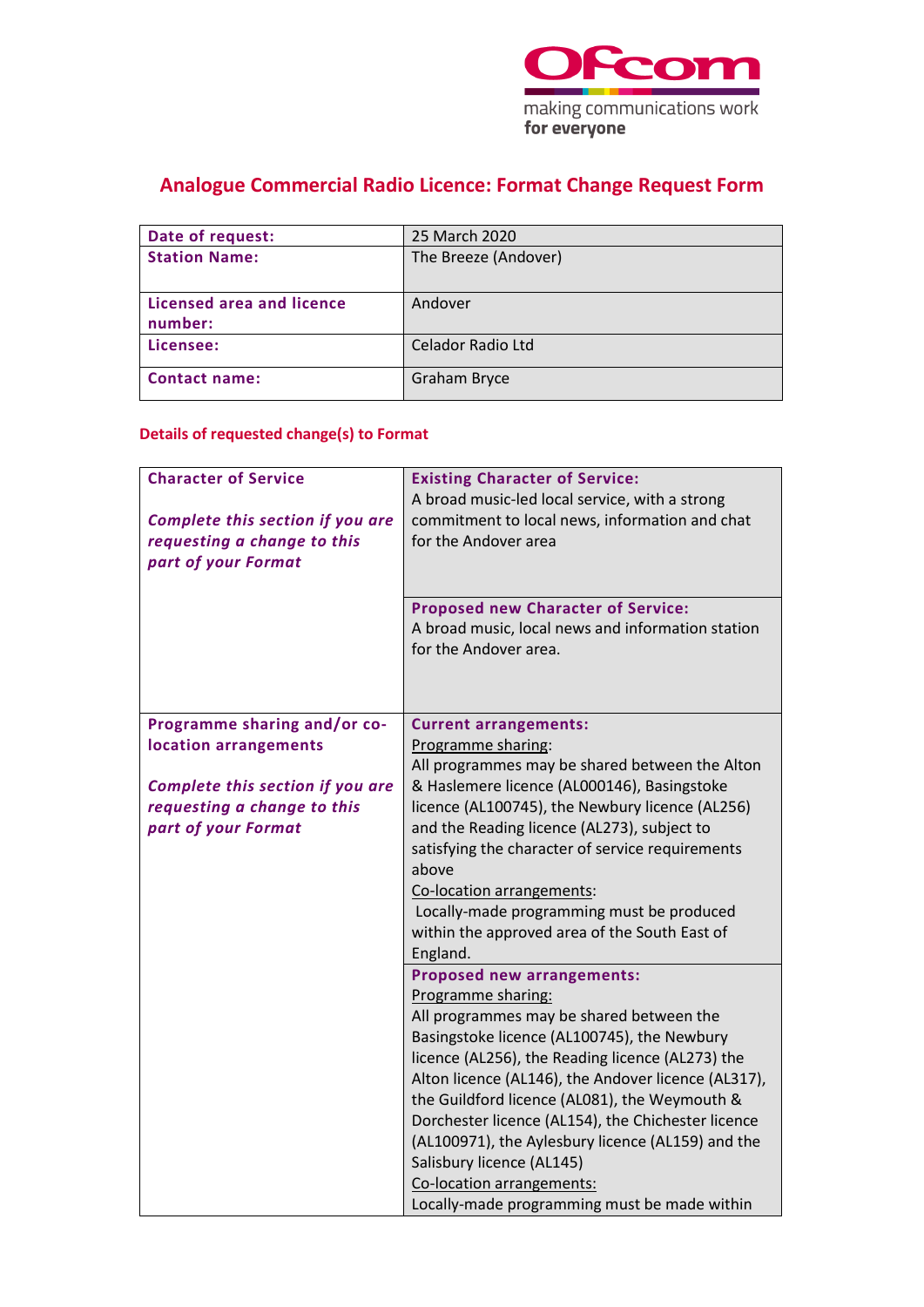# Analogue Commercial Radio Licence: Format Change Request Form

| | |
|---|---|
| **Date of request:** | 25 March 2020 |
| **Station Name:** | The Breeze (Andover) |
| **Licensed area and licence number:** | Andover |
| **Licensee:** | Celador Radio Ltd |
| **Contact name:** | Graham Bryce |

## Details of requested change(s) to Format

| | |
|---|---|
| **Character of Service**<br><br>***Complete this section if you are requesting a change to this part of your Format*** | **Existing Character of Service:**<br>A broad music-led local service, with a strong commitment to local news, information and chat for the Andover area |
| | **Proposed new Character of Service:**<br>A broad music, local news and information station for the Andover area. |
| **Programme sharing and/or co-location arrangements**<br><br>***Complete this section if you are requesting a change to this part of your Format*** | **Current arrangements:**<br>Programme sharing:<br>All programmes may be shared between the Alton & Haslemere licence (AL000146), Basingstoke licence (AL100745), the Newbury licence (AL256) and the Reading licence (AL273), subject to satisfying the character of service requirements above<br>Co-location arrangements:<br>Locally-made programming must be produced within the approved area of the South East of England. |
| | **Proposed new arrangements:**<br>Programme sharing:<br>All programmes may be shared between the Basingstoke licence (AL100745), the Newbury licence (AL256), the Reading licence (AL273) the Alton licence (AL146), the Andover licence (AL317), the Guildford licence (AL081), the Weymouth & Dorchester licence (AL154), the Chichester licence (AL100971), the Aylesbury licence (AL159) and the Salisbury licence (AL145)<br>Co-location arrangements:<br>Locally-made programming must be made within |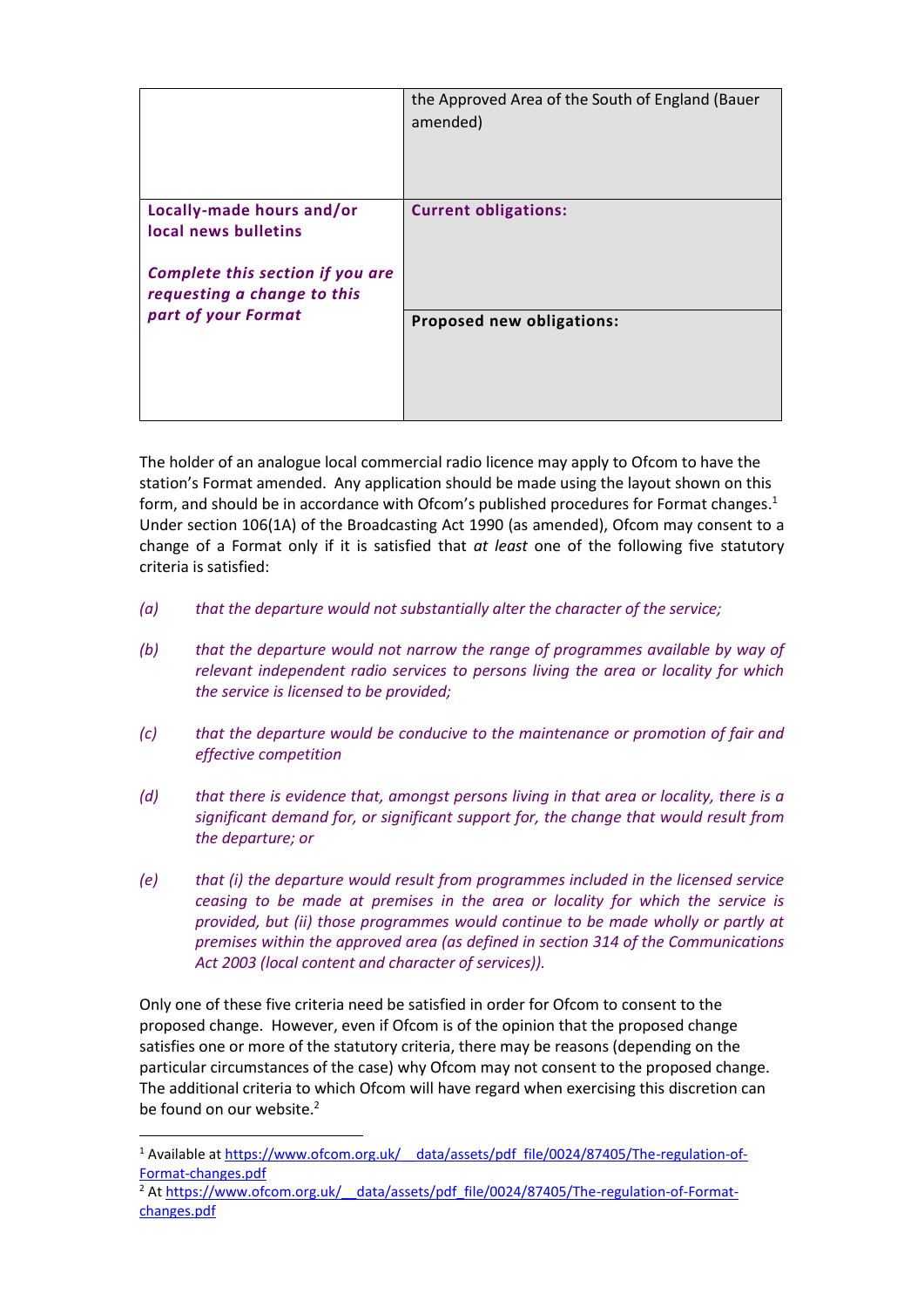| | |
|---|---|
| | the Approved Area of the South of England (Bauer amended) |
| **Locally-made hours and/or local news bulletins**<br><br>***Complete this section if you are requesting a change to this part of your Format*** | **Current obligations:** |
| | **Proposed new obligations:** |

The holder of an analogue local commercial radio licence may apply to Ofcom to have the station's Format amended. Any application should be made using the layout shown on this form, and should be in accordance with Ofcom's published procedures for Format changes.[1] Under section 106(1A) of the Broadcasting Act 1990 (as amended), Ofcom may consent to a change of a Format only if it is satisfied that *at least* one of the following five statutory criteria is satisfied:

*(a)* *that the departure would not substantially alter the character of the service;*

*(b)* *that the departure would not narrow the range of programmes available by way of relevant independent radio services to persons living the area or locality for which the service is licensed to be provided;*

*(c)* *that the departure would be conducive to the maintenance or promotion of fair and effective competition*

*(d)* *that there is evidence that, amongst persons living in that area or locality, there is a significant demand for, or significant support for, the change that would result from the departure; or*

*(e)* *that (i) the departure would result from programmes included in the licensed service ceasing to be made at premises in the area or locality for which the service is provided, but (ii) those programmes would continue to be made wholly or partly at premises within the approved area (as defined in section 314 of the Communications Act 2003 (local content and character of services)).*

Only one of these five criteria need be satisfied in order for Ofcom to consent to the proposed change. However, even if Ofcom is of the opinion that the proposed change satisfies one or more of the statutory criteria, there may be reasons (depending on the particular circumstances of the case) why Ofcom may not consent to the proposed change. The additional criteria to which Ofcom will have regard when exercising this discretion can be found on our website.[2]

---

[1] Available at https://www.ofcom.org.uk/__data/assets/pdf_file/0024/87405/The-regulation-of-Format-changes.pdf

[2] At https://www.ofcom.org.uk/__data/assets/pdf_file/0024/87405/The-regulation-of-Format-changes.pdf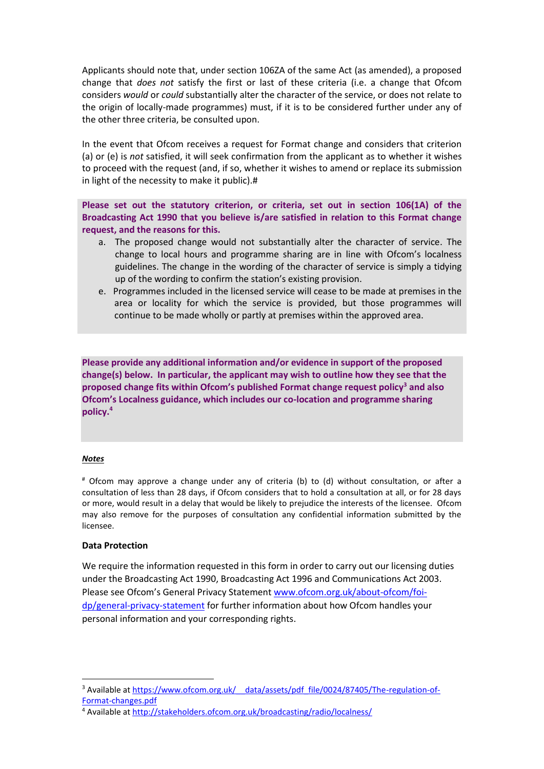Applicants should note that, under section 106ZA of the same Act (as amended), a proposed change that *does not* satisfy the first or last of these criteria (i.e. a change that Ofcom considers *would* or *could* substantially alter the character of the service, or does not relate to the origin of locally-made programmes) must, if it is to be considered further under any of the other three criteria, be consulted upon.

In the event that Ofcom receives a request for Format change and considers that criterion (a) or (e) is *not* satisfied, it will seek confirmation from the applicant as to whether it wishes to proceed with the request (and, if so, whether it wishes to amend or replace its submission in light of the necessity to make it public).#

**Please set out the statutory criterion, or criteria, set out in section 106(1A) of the Broadcasting Act 1990 that you believe is/are satisfied in relation to this Format change request, and the reasons for this.**

a. The proposed change would not substantially alter the character of service. The change to local hours and programme sharing are in line with Ofcom's localness guidelines. The change in the wording of the character of service is simply a tidying up of the wording to confirm the station's existing provision.

e. Programmes included in the licensed service will cease to be made at premises in the area or locality for which the service is provided, but those programmes will continue to be made wholly or partly at premises within the approved area.

**Please provide any additional information and/or evidence in support of the proposed change(s) below. In particular, the applicant may wish to outline how they see that the proposed change fits within Ofcom's published Format change request policy[3] and also Ofcom's Localness guidance, which includes our co-location and programme sharing policy.[4]**

***Notes***

[#] Ofcom may approve a change under any of criteria (b) to (d) without consultation, or after a consultation of less than 28 days, if Ofcom considers that to hold a consultation at all, or for 28 days or more, would result in a delay that would be likely to prejudice the interests of the licensee. Ofcom may also remove for the purposes of consultation any confidential information submitted by the licensee.

**Data Protection**

We require the information requested in this form in order to carry out our licensing duties under the Broadcasting Act 1990, Broadcasting Act 1996 and Communications Act 2003. Please see Ofcom's General Privacy Statement [www.ofcom.org.uk/about-ofcom/foi-dp/general-privacy-statement](www.ofcom.org.uk/about-ofcom/foi-dp/general-privacy-statement) for further information about how Ofcom handles your personal information and your corresponding rights.

---

[3] Available at [https://www.ofcom.org.uk/__data/assets/pdf_file/0024/87405/The-regulation-of-Format-changes.pdf](https://www.ofcom.org.uk/__data/assets/pdf_file/0024/87405/The-regulation-of-Format-changes.pdf)

[4] Available at [http://stakeholders.ofcom.org.uk/broadcasting/radio/localness/](http://stakeholders.ofcom.org.uk/broadcasting/radio/localness/)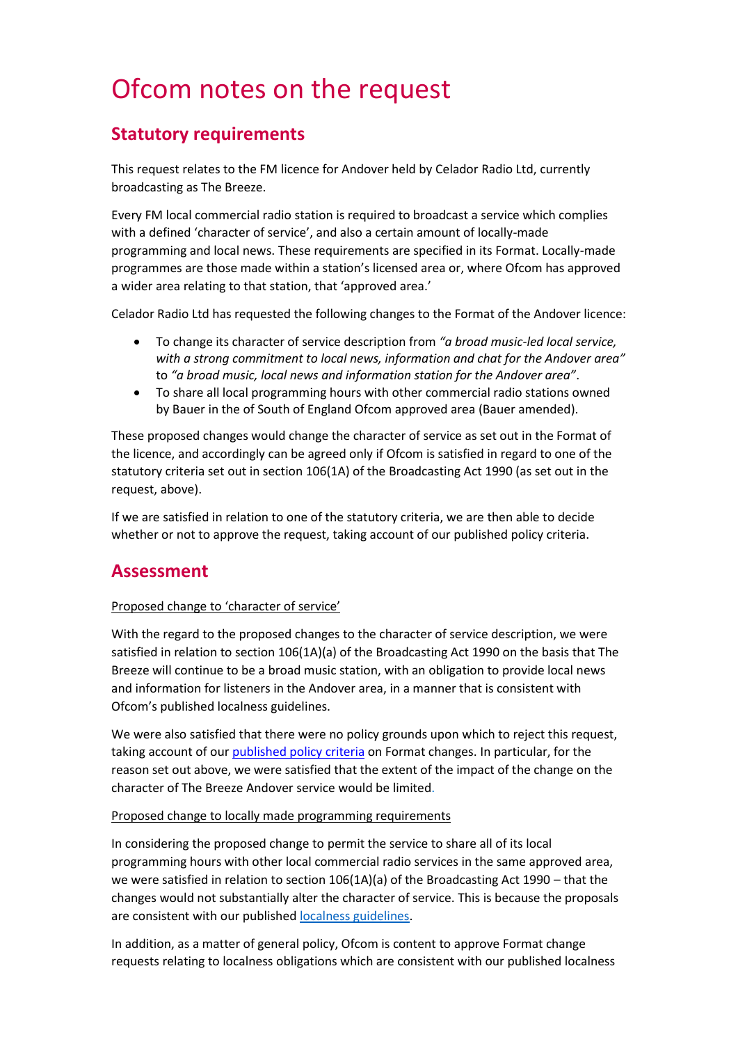# Ofcom notes on the request

## Statutory requirements

This request relates to the FM licence for Andover held by Celador Radio Ltd, currently broadcasting as The Breeze.

Every FM local commercial radio station is required to broadcast a service which complies with a defined 'character of service', and also a certain amount of locally-made programming and local news. These requirements are specified in its Format. Locally-made programmes are those made within a station's licensed area or, where Ofcom has approved a wider area relating to that station, that 'approved area.'

Celador Radio Ltd has requested the following changes to the Format of the Andover licence:

- To change its character of service description from *"a broad music-led local service, with a strong commitment to local news, information and chat for the Andover area"* to *"a broad music, local news and information station for the Andover area"*.
- To share all local programming hours with other commercial radio stations owned by Bauer in the of South of England Ofcom approved area (Bauer amended).

These proposed changes would change the character of service as set out in the Format of the licence, and accordingly can be agreed only if Ofcom is satisfied in regard to one of the statutory criteria set out in section 106(1A) of the Broadcasting Act 1990 (as set out in the request, above).

If we are satisfied in relation to one of the statutory criteria, we are then able to decide whether or not to approve the request, taking account of our published policy criteria.

## Assessment

Proposed change to 'character of service'

With the regard to the proposed changes to the character of service description, we were satisfied in relation to section 106(1A)(a) of the Broadcasting Act 1990 on the basis that The Breeze will continue to be a broad music station, with an obligation to provide local news and information for listeners in the Andover area, in a manner that is consistent with Ofcom's published localness guidelines.

We were also satisfied that there were no policy grounds upon which to reject this request, taking account of our [published policy criteria](#) on Format changes. In particular, for the reason set out above, we were satisfied that the extent of the impact of the change on the character of The Breeze Andover service would be limited.

Proposed change to locally made programming requirements

In considering the proposed change to permit the service to share all of its local programming hours with other local commercial radio services in the same approved area, we were satisfied in relation to section 106(1A)(a) of the Broadcasting Act 1990 – that the changes would not substantially alter the character of service. This is because the proposals are consistent with our published [localness guidelines](#).

In addition, as a matter of general policy, Ofcom is content to approve Format change requests relating to localness obligations which are consistent with our published localness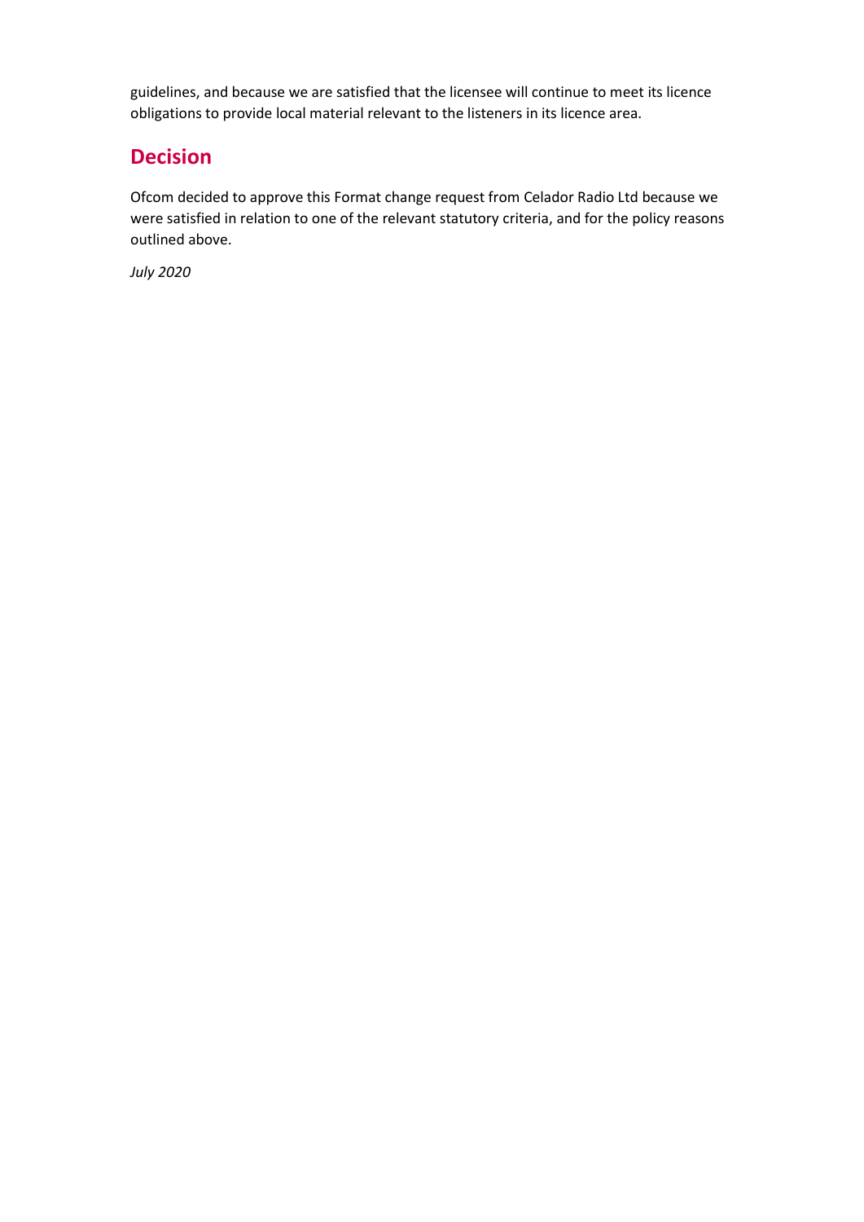guidelines, and because we are satisfied that the licensee will continue to meet its licence obligations to provide local material relevant to the listeners in its licence area.

## Decision

Ofcom decided to approve this Format change request from Celador Radio Ltd because we were satisfied in relation to one of the relevant statutory criteria, and for the policy reasons outlined above.

*July 2020*